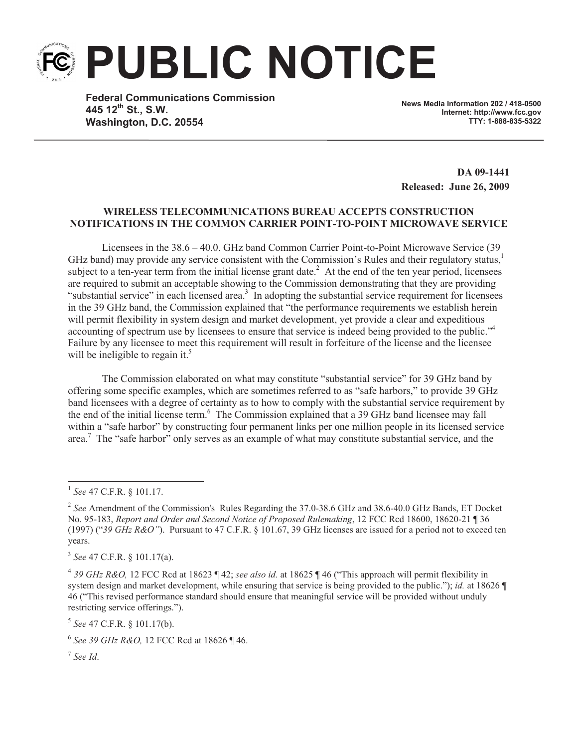# PUBLIC NOTICE

**Federal Communications Commission**
**445 12th St., S.W.**
**Washington, D.C. 20554**

**News Media Information 202 / 418-0500**
**Internet: http://www.fcc.gov**
**TTY: 1-888-835-5322**

**DA 09-1441**
**Released: June 26, 2009**

**WIRELESS TELECOMMUNICATIONS BUREAU ACCEPTS CONSTRUCTION NOTIFICATIONS IN THE COMMON CARRIER POINT-TO-POINT MICROWAVE SERVICE**

Licensees in the 38.6 – 40.0. GHz band Common Carrier Point-to-Point Microwave Service (39 GHz band) may provide any service consistent with the Commission's Rules and their regulatory status,[1] subject to a ten-year term from the initial license grant date.[2] At the end of the ten year period, licensees are required to submit an acceptable showing to the Commission demonstrating that they are providing "substantial service" in each licensed area.[3] In adopting the substantial service requirement for licensees in the 39 GHz band, the Commission explained that "the performance requirements we establish herein will permit flexibility in system design and market development, yet provide a clear and expeditious accounting of spectrum use by licensees to ensure that service is indeed being provided to the public."[4] Failure by any licensee to meet this requirement will result in forfeiture of the license and the licensee will be ineligible to regain it.[5]

The Commission elaborated on what may constitute "substantial service" for 39 GHz band by offering some specific examples, which are sometimes referred to as "safe harbors," to provide 39 GHz band licensees with a degree of certainty as to how to comply with the substantial service requirement by the end of the initial license term.[6] The Commission explained that a 39 GHz band licensee may fall within a "safe harbor" by constructing four permanent links per one million people in its licensed service area.[7] The "safe harbor" only serves as an example of what may constitute substantial service, and the

---

[1] *See* 47 C.F.R. § 101.17.

[2] *See* Amendment of the Commission's Rules Regarding the 37.0-38.6 GHz and 38.6-40.0 GHz Bands, ET Docket No. 95-183, *Report and Order and Second Notice of Proposed Rulemaking*, 12 FCC Rcd 18600, 18620-21 ¶ 36 (1997) ("*39 GHz R&O"*). Pursuant to 47 C.F.R. § 101.67, 39 GHz licenses are issued for a period not to exceed ten years.

[3] *See* 47 C.F.R. § 101.17(a).

[4] *39 GHz R&O,* 12 FCC Rcd at 18623 ¶ 42; *see also id.* at 18625 ¶ 46 ("This approach will permit flexibility in system design and market development, while ensuring that service is being provided to the public."); *id.* at 18626 ¶ 46 ("This revised performance standard should ensure that meaningful service will be provided without unduly restricting service offerings.").

[5] *See* 47 C.F.R. § 101.17(b).

[6] *See 39 GHz R&O,* 12 FCC Rcd at 18626 ¶ 46.

[7] *See Id*.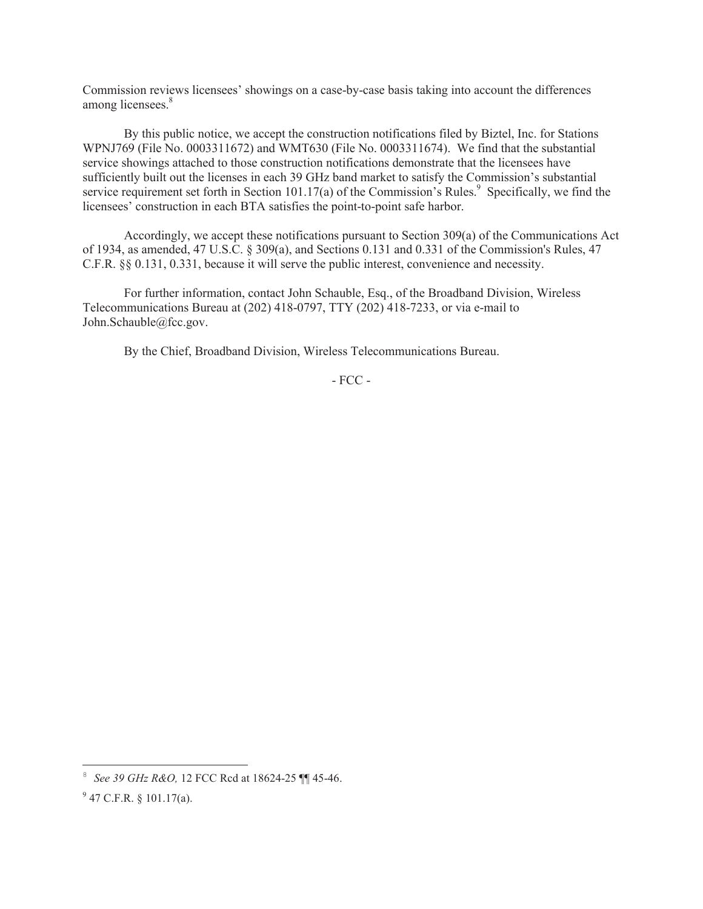Commission reviews licensees' showings on a case-by-case basis taking into account the differences among licensees.[8]

By this public notice, we accept the construction notifications filed by Biztel, Inc. for Stations WPNJ769 (File No. 0003311672) and WMT630 (File No. 0003311674). We find that the substantial service showings attached to those construction notifications demonstrate that the licensees have sufficiently built out the licenses in each 39 GHz band market to satisfy the Commission's substantial service requirement set forth in Section 101.17(a) of the Commission's Rules.[9] Specifically, we find the licensees' construction in each BTA satisfies the point-to-point safe harbor.

Accordingly, we accept these notifications pursuant to Section 309(a) of the Communications Act of 1934, as amended, 47 U.S.C. § 309(a), and Sections 0.131 and 0.331 of the Commission's Rules, 47 C.F.R. §§ 0.131, 0.331, because it will serve the public interest, convenience and necessity.

For further information, contact John Schauble, Esq., of the Broadband Division, Wireless Telecommunications Bureau at (202) 418-0797, TTY (202) 418-7233, or via e-mail to John.Schauble@fcc.gov.

By the Chief, Broadband Division, Wireless Telecommunications Bureau.

- FCC -

---

[8] *See 39 GHz R&O,* 12 FCC Rcd at 18624-25 ¶¶ 45-46.

[9] 47 C.F.R. § 101.17(a).